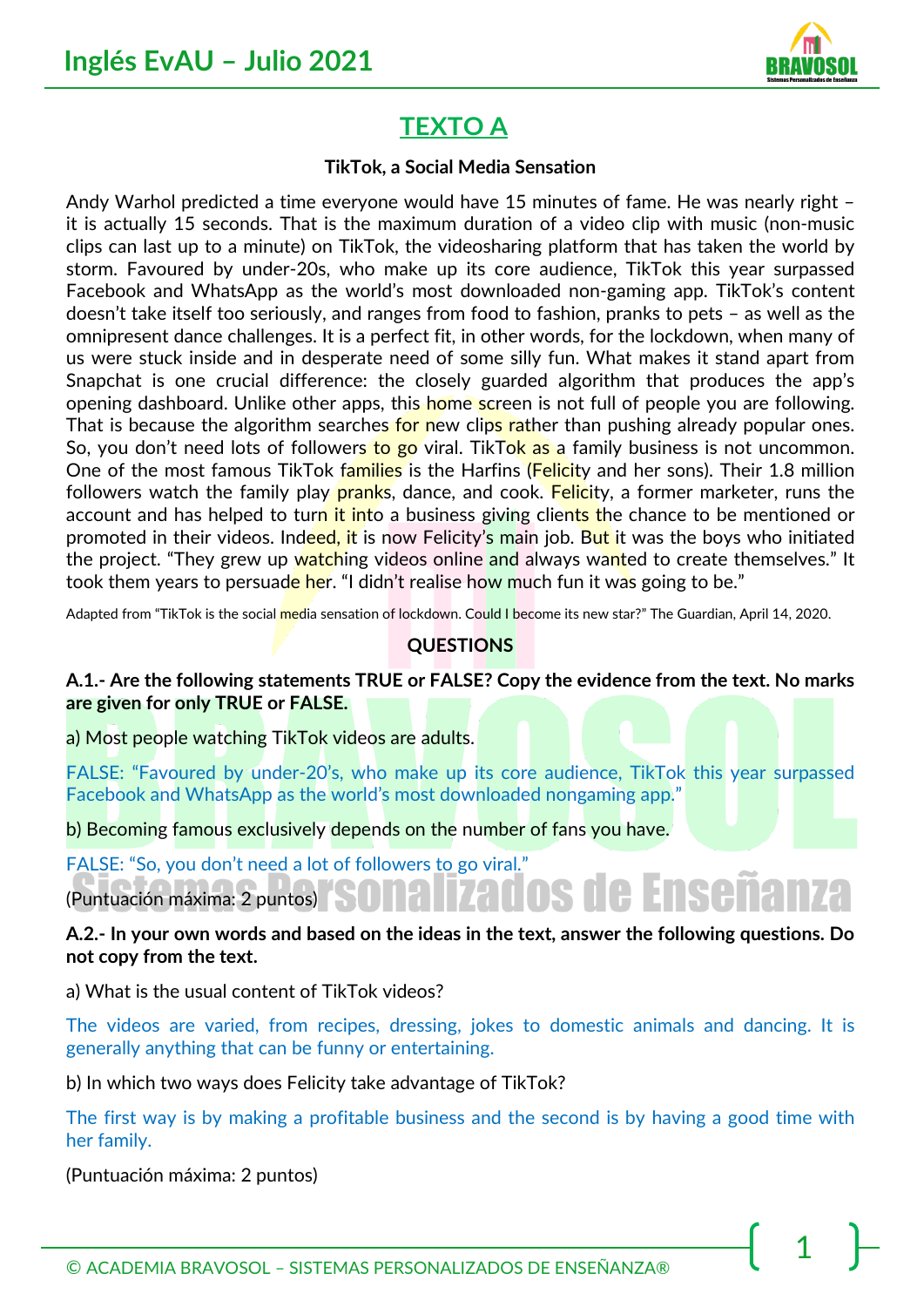# Inglés EvAU – Julio 2021

## TEXTO A

**TikTok, a Social Media Sensation**

Andy Warhol predicted a time everyone would have 15 minutes of fame. He was nearly right – it is actually 15 seconds. That is the maximum duration of a video clip with music (non-music clips can last up to a minute) on TikTok, the videosharing platform that has taken the world by storm. Favoured by under-20s, who make up its core audience, TikTok this year surpassed Facebook and WhatsApp as the world's most downloaded non-gaming app. TikTok's content doesn't take itself too seriously, and ranges from food to fashion, pranks to pets – as well as the omnipresent dance challenges. It is a perfect fit, in other words, for the lockdown, when many of us were stuck inside and in desperate need of some silly fun. What makes it stand apart from Snapchat is one crucial difference: the closely guarded algorithm that produces the app's opening dashboard. Unlike other apps, this home screen is not full of people you are following. That is because the algorithm searches for new clips rather than pushing already popular ones. So, you don't need lots of followers to go viral. TikTok as a family business is not uncommon. One of the most famous TikTok families is the Harfins (Felicity and her sons). Their 1.8 million followers watch the family play pranks, dance, and cook. Felicity, a former marketer, runs the account and has helped to turn it into a business giving clients the chance to be mentioned or promoted in their videos. Indeed, it is now Felicity's main job. But it was the boys who initiated the project. "They grew up watching videos online and always wanted to create themselves." It took them years to persuade her. "I didn't realise how much fun it was going to be."

Adapted from "TikTok is the social media sensation of lockdown. Could I become its new star?" The Guardian, April 14, 2020.

**QUESTIONS**

**A.1.- Are the following statements TRUE or FALSE? Copy the evidence from the text. No marks are given for only TRUE or FALSE.**

a) Most people watching TikTok videos are adults.

FALSE: "Favoured by under-20's, who make up its core audience, TikTok this year surpassed Facebook and WhatsApp as the world's most downloaded nongaming app."

b) Becoming famous exclusively depends on the number of fans you have.

FALSE: "So, you don't need a lot of followers to go viral."

(Puntuación máxima: 2 puntos)

**A.2.- In your own words and based on the ideas in the text, answer the following questions. Do not copy from the text.**

a) What is the usual content of TikTok videos?

The videos are varied, from recipes, dressing, jokes to domestic animals and dancing. It is generally anything that can be funny or entertaining.

b) In which two ways does Felicity take advantage of TikTok?

The first way is by making a profitable business and the second is by having a good time with her family.

(Puntuación máxima: 2 puntos)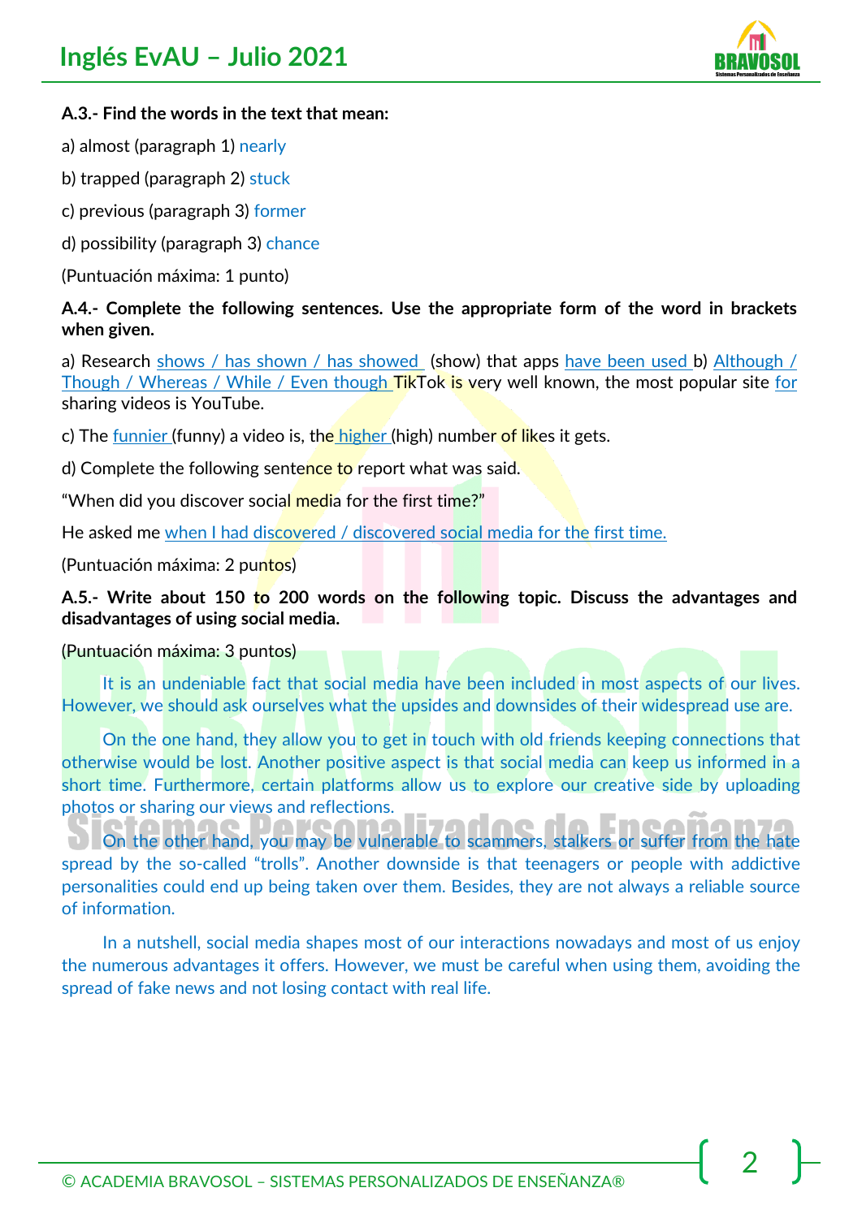**A.3.- Find the words in the text that mean:**

a) almost (paragraph 1) nearly

b) trapped (paragraph 2) stuck

c) previous (paragraph 3) former

d) possibility (paragraph 3) chance

(Puntuación máxima: 1 punto)

**A.4.- Complete the following sentences. Use the appropriate form of the word in brackets when given.**

a) Research shows / has shown / has showed (show) that apps have been used b) Although / Though / Whereas / While / Even though TikTok is very well known, the most popular site for sharing videos is YouTube.

c) The funnier (funny) a video is, the higher (high) number of likes it gets.

d) Complete the following sentence to report what was said.

"When did you discover social media for the first time?"

He asked me when I had discovered / discovered social media for the first time.

(Puntuación máxima: 2 puntos)

**A.5.- Write about 150 to 200 words on the following topic. Discuss the advantages and disadvantages of using social media.**

(Puntuación máxima: 3 puntos)

It is an undeniable fact that social media have been included in most aspects of our lives. However, we should ask ourselves what the upsides and downsides of their widespread use are.

On the one hand, they allow you to get in touch with old friends keeping connections that otherwise would be lost. Another positive aspect is that social media can keep us informed in a short time. Furthermore, certain platforms allow us to explore our creative side by uploading photos or sharing our views and reflections.

On the other hand, you may be vulnerable to scammers, stalkers or suffer from the hate spread by the so-called "trolls". Another downside is that teenagers or people with addictive personalities could end up being taken over them. Besides, they are not always a reliable source of information.

In a nutshell, social media shapes most of our interactions nowadays and most of us enjoy the numerous advantages it offers. However, we must be careful when using them, avoiding the spread of fake news and not losing contact with real life.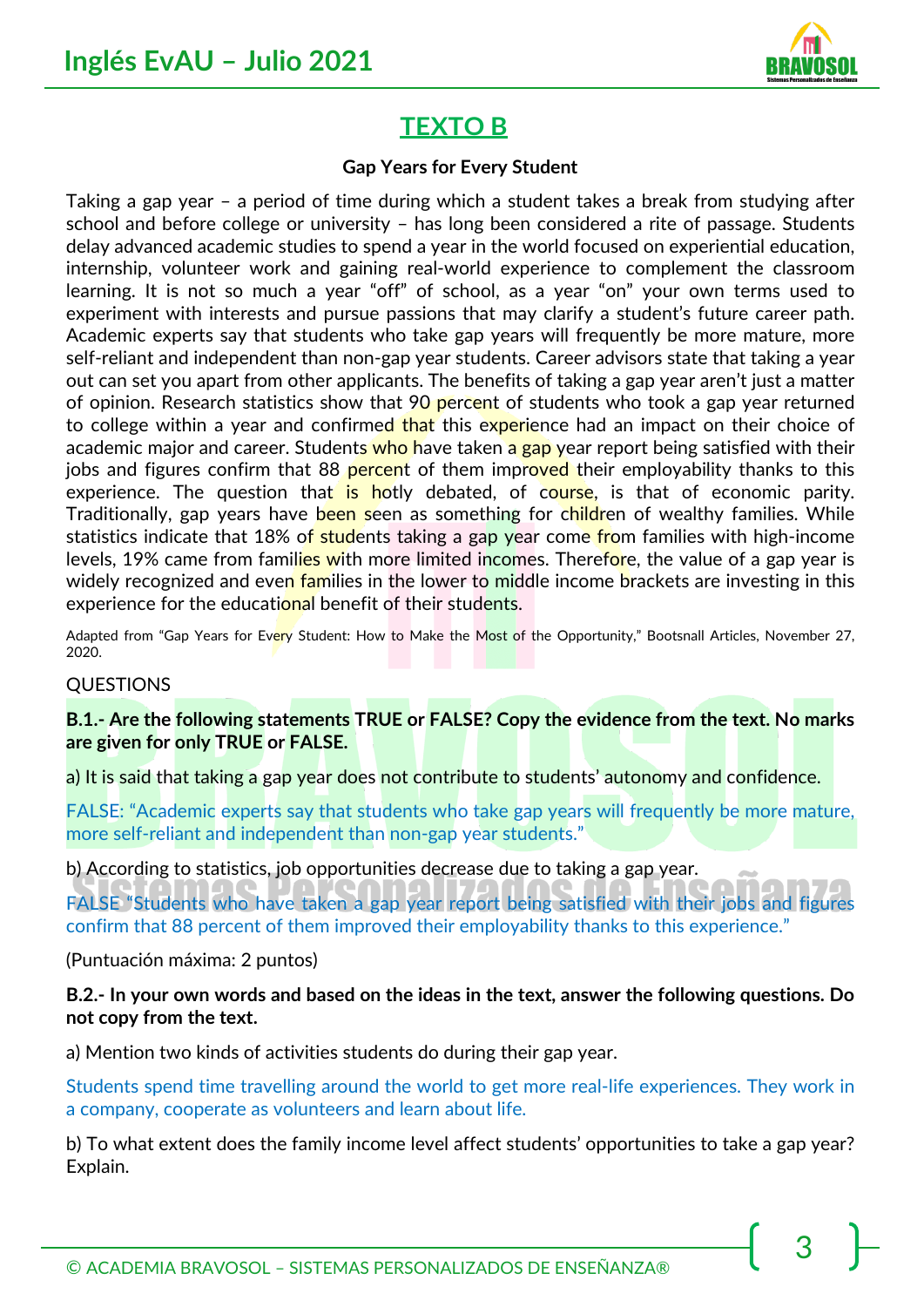## TEXTO B

**Gap Years for Every Student**

Taking a gap year – a period of time during which a student takes a break from studying after school and before college or university – has long been considered a rite of passage. Students delay advanced academic studies to spend a year in the world focused on experiential education, internship, volunteer work and gaining real-world experience to complement the classroom learning. It is not so much a year "off" of school, as a year "on" your own terms used to experiment with interests and pursue passions that may clarify a student's future career path. Academic experts say that students who take gap years will frequently be more mature, more self-reliant and independent than non-gap year students. Career advisors state that taking a year out can set you apart from other applicants. The benefits of taking a gap year aren't just a matter of opinion. Research statistics show that 90 percent of students who took a gap year returned to college within a year and confirmed that this experience had an impact on their choice of academic major and career. Students who have taken a gap year report being satisfied with their jobs and figures confirm that 88 percent of them improved their employability thanks to this experience. The question that is hotly debated, of course, is that of economic parity. Traditionally, gap years have been seen as something for children of wealthy families. While statistics indicate that 18% of students taking a gap year come from families with high-income levels, 19% came from families with more limited incomes. Therefore, the value of a gap year is widely recognized and even families in the lower to middle income brackets are investing in this experience for the educational benefit of their students.

Adapted from "Gap Years for Every Student: How to Make the Most of the Opportunity," Bootsnall Articles, November 27, 2020.

QUESTIONS

**B.1.- Are the following statements TRUE or FALSE? Copy the evidence from the text. No marks are given for only TRUE or FALSE.**

a) It is said that taking a gap year does not contribute to students' autonomy and confidence.

FALSE: "Academic experts say that students who take gap years will frequently be more mature, more self-reliant and independent than non-gap year students."

b) According to statistics, job opportunities decrease due to taking a gap year.

FALSE "Students who have taken a gap year report being satisfied with their jobs and figures confirm that 88 percent of them improved their employability thanks to this experience."

(Puntuación máxima: 2 puntos)

**B.2.- In your own words and based on the ideas in the text, answer the following questions. Do not copy from the text.**

a) Mention two kinds of activities students do during their gap year.

Students spend time travelling around the world to get more real-life experiences. They work in a company, cooperate as volunteers and learn about life.

b) To what extent does the family income level affect students' opportunities to take a gap year? Explain.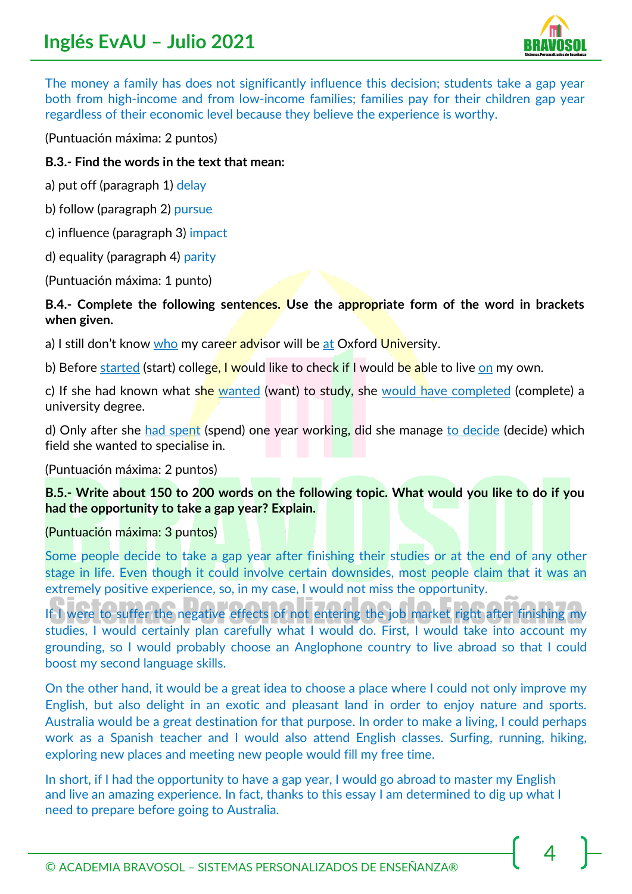The money a family has does not significantly influence this decision; students take a gap year both from high-income and from low-income families; families pay for their children gap year regardless of their economic level because they believe the experience is worthy.

(Puntuación máxima: 2 puntos)

**B.3.- Find the words in the text that mean:**

a) put off (paragraph 1) delay

b) follow (paragraph 2) pursue

c) influence (paragraph 3) impact

d) equality (paragraph 4) parity

(Puntuación máxima: 1 punto)

**B.4.- Complete the following sentences. Use the appropriate form of the word in brackets when given.**

a) I still don't know who my career advisor will be at Oxford University.

b) Before started (start) college, I would like to check if I would be able to live on my own.

c) If she had known what she wanted (want) to study, she would have completed (complete) a university degree.

d) Only after she had spent (spend) one year working, did she manage to decide (decide) which field she wanted to specialise in.

(Puntuación máxima: 2 puntos)

**B.5.- Write about 150 to 200 words on the following topic. What would you like to do if you had the opportunity to take a gap year? Explain.**

(Puntuación máxima: 3 puntos)

Some people decide to take a gap year after finishing their studies or at the end of any other stage in life. Even though it could involve certain downsides, most people claim that it was an extremely positive experience, so, in my case, I would not miss the opportunity.

If I were to suffer the negative effects of not entering the job market right after finishing my studies, I would certainly plan carefully what I would do. First, I would take into account my grounding, so I would probably choose an Anglophone country to live abroad so that I could boost my second language skills.

On the other hand, it would be a great idea to choose a place where I could not only improve my English, but also delight in an exotic and pleasant land in order to enjoy nature and sports. Australia would be a great destination for that purpose. In order to make a living, I could perhaps work as a Spanish teacher and I would also attend English classes. Surfing, running, hiking, exploring new places and meeting new people would fill my free time.

In short, if I had the opportunity to have a gap year, I would go abroad to master my English and live an amazing experience. In fact, thanks to this essay I am determined to dig up what I need to prepare before going to Australia.